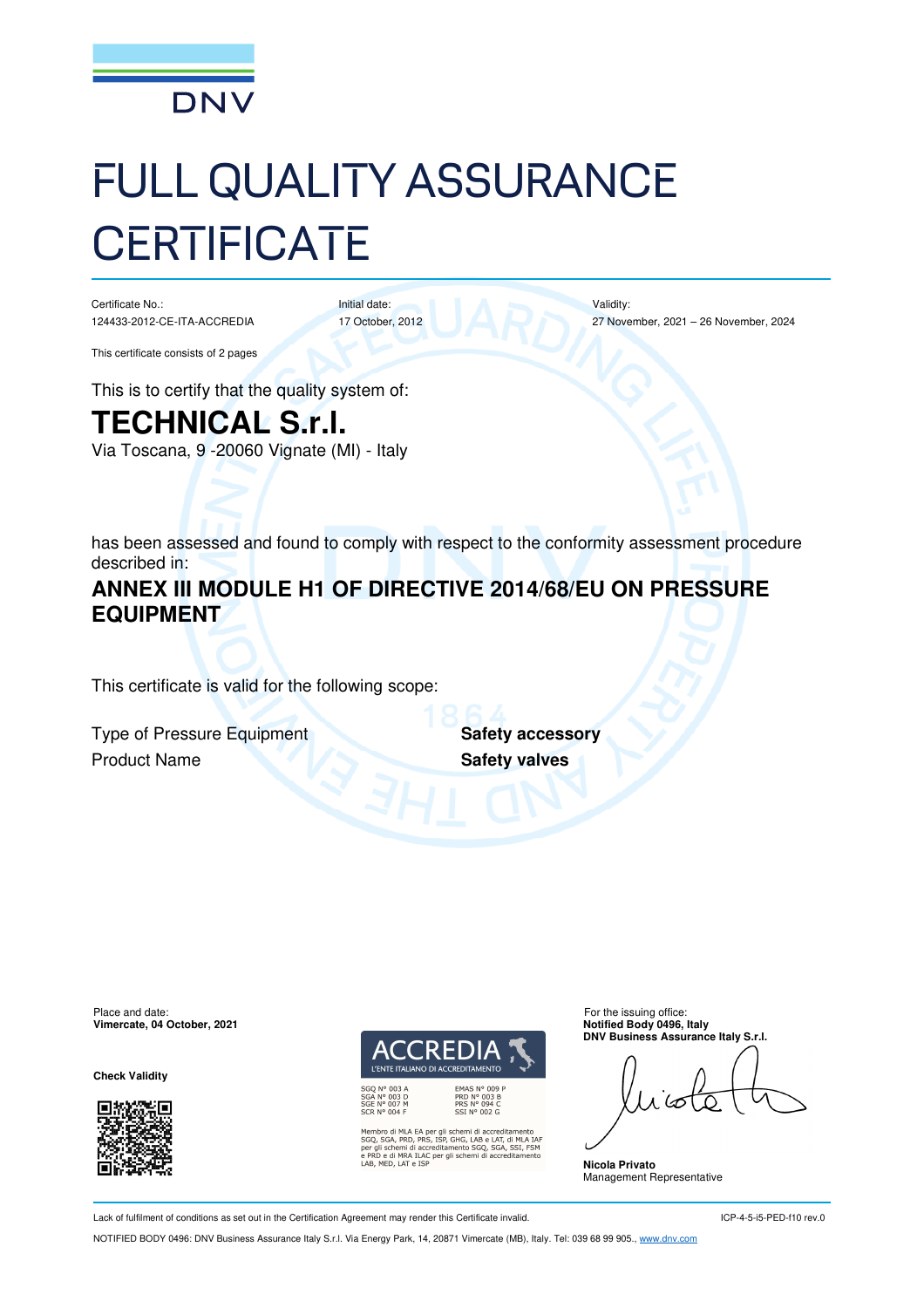DNV

# FULL QUALITY ASSURANCE CERTIFICATE

| Certificate No.: | Initial date: | Validity: |
|---|---|---|
| 124433-2012-CE-ITA-ACCREDIA | 17 October, 2012 | 27 November, 2021 – 26 November, 2024 |

This certificate consists of 2 pages

This is to certify that the quality system of:

## TECHNICAL S.r.l.

Via Toscana, 9 -20060 Vignate (MI) - Italy

has been assessed and found to comply with respect to the conformity assessment procedure described in:

## ANNEX III MODULE H1 OF DIRECTIVE 2014/68/EU ON PRESSURE EQUIPMENT

This certificate is valid for the following scope:

| | |
|---|---|
| Type of Pressure Equipment | **Safety accessory** |
| Product Name | **Safety valves** |

Place and date:
**Vimercate, 04 October, 2021**

**Check Validity**

ACCREDIA
L'ENTE ITALIANO DI ACCREDITAMENTO

SGQ N° 003 A
SGA N° 003 D
SGE N° 007 M
SCR N° 004 F

EMAS N° 009 P
PRD N° 003 B
PRS N° 094 C
SSI N° 002 G

Membro di MLA EA per gli schemi di accreditamento SGQ, SGA, PRD, PRS, ISP, GHG, LAB e LAT, di MLA IAF per gli schemi di accreditamento SGQ, SGA, SSI, FSM e PRD e di MRA ILAC per gli schemi di accreditamento LAB, MED, LAT e ISP

For the issuing office:
**Notified Body 0496, Italy**
**DNV Business Assurance Italy S.r.l.**

**Nicola Privato**
Management Representative

Lack of fulfilment of conditions as set out in the Certification Agreement may render this Certificate invalid.

ICP-4-5-i5-PED-f10 rev.0

NOTIFIED BODY 0496: DNV Business Assurance Italy S.r.l. Via Energy Park, 14, 20871 Vimercate (MB), Italy. Tel: 039 68 99 905., www.dnv.com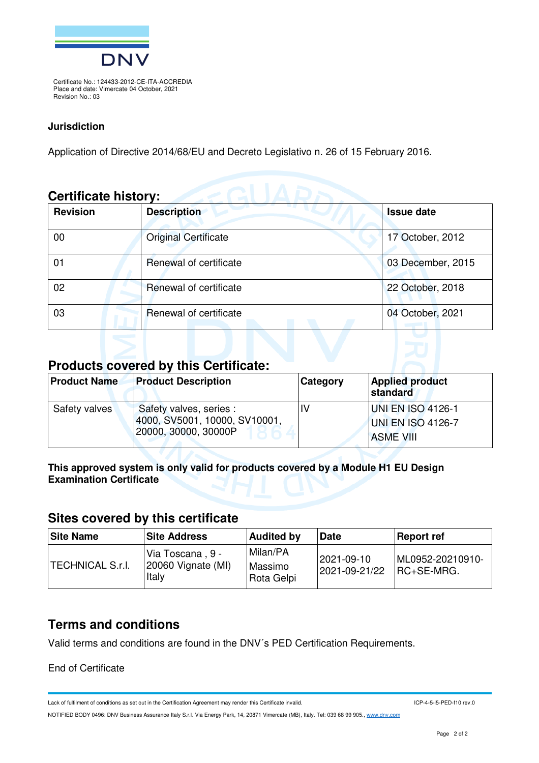Certificate No.: 124433-2012-CE-ITA-ACCREDIA
Place and date: Vimercate 04 October, 2021
Revision No.: 03

**Jurisdiction**

Application of Directive 2014/68/EU and Decreto Legislativo n. 26 of 15 February 2016.

## Certificate history:

| Revision | Description | Issue date |
|---|---|---|
| 00 | Original Certificate | 17 October, 2012 |
| 01 | Renewal of certificate | 03 December, 2015 |
| 02 | Renewal of certificate | 22 October, 2018 |
| 03 | Renewal of certificate | 04 October, 2021 |

## Products covered by this Certificate:

| Product Name | Product Description | Category | Applied product standard |
|---|---|---|---|
| Safety valves | Safety valves, series : 4000, SV5001, 10000, SV10001, 20000, 30000, 30000P | IV | UNI EN ISO 4126-1<br>UNI EN ISO 4126-7<br>ASME VIII |

**This approved system is only valid for products covered by a Module H1 EU Design Examination Certificate**

## Sites covered by this certificate

| Site Name | Site Address | Audited by | Date | Report ref |
|---|---|---|---|---|
| TECHNICAL S.r.l. | Via Toscana , 9 - 20060 Vignate (MI) Italy | Milan/PA Massimo Rota Gelpi | 2021-09-10 2021-09-21/22 | ML0952-20210910-RC+SE-MRG. |

## Terms and conditions

Valid terms and conditions are found in the DNV´s PED Certification Requirements.

End of Certificate

Lack of fulfilment of conditions as set out in the Certification Agreement may render this Certificate invalid. ICP-4-5-i5-PED-f10 rev.0

NOTIFIED BODY 0496: DNV Business Assurance Italy S.r.l. Via Energy Park, 14, 20871 Vimercate (MB), Italy. Tel: 039 68 99 905., www.dnv.com